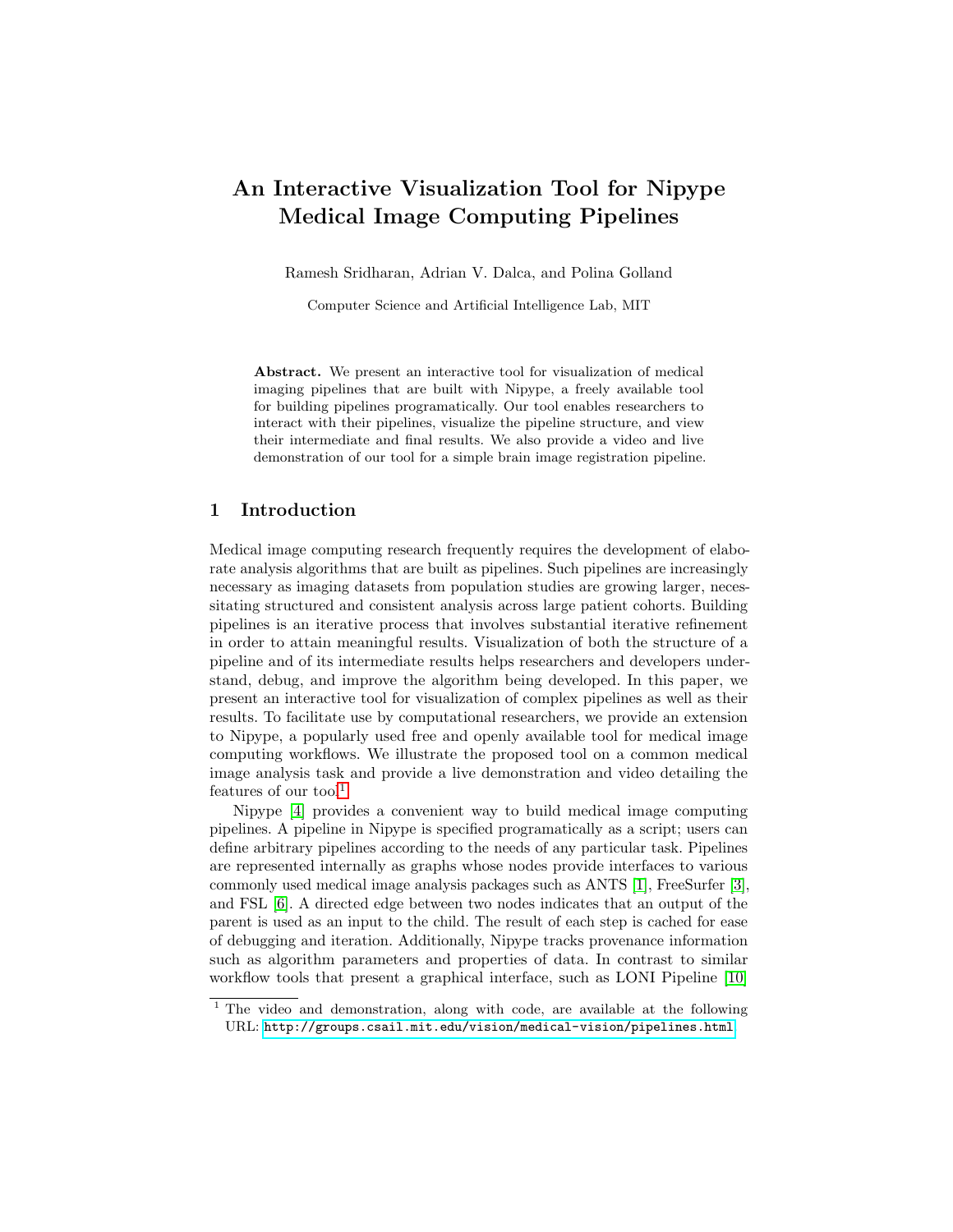# An Interactive Visualization Tool for Nipype Medical Image Computing Pipelines

Ramesh Sridharan, Adrian V. Dalca, and Polina Golland

Computer Science and Artificial Intelligence Lab, MIT

**Abstract.** We present an interactive tool for visualization of medical imaging pipelines that are built with Nipype, a freely available tool for building pipelines programatically. Our tool enables researchers to interact with their pipelines, visualize the pipeline structure, and view their intermediate and final results. We also provide a video and live demonstration of our tool for a simple brain image registration pipeline.

## 1 Introduction

Medical image computing research frequently requires the development of elaborate analysis algorithms that are built as pipelines. Such pipelines are increasingly necessary as imaging datasets from population studies are growing larger, necessitating structured and consistent analysis across large patient cohorts. Building pipelines is an iterative process that involves substantial iterative refinement in order to attain meaningful results. Visualization of both the structure of a pipeline and of its intermediate results helps researchers and developers understand, debug, and improve the algorithm being developed. In this paper, we present an interactive tool for visualization of complex pipelines as well as their results. To facilitate use by computational researchers, we provide an extension to Nipype, a popularly used free and openly available tool for medical image computing workflows. We illustrate the proposed tool on a common medical image analysis task and provide a live demonstration and video detailing the features of our tool[1].

Nipype [4] provides a convenient way to build medical image computing pipelines. A pipeline in Nipype is specified programatically as a script; users can define arbitrary pipelines according to the needs of any particular task. Pipelines are represented internally as graphs whose nodes provide interfaces to various commonly used medical image analysis packages such as ANTS [1], FreeSurfer [3], and FSL [6]. A directed edge between two nodes indicates that an output of the parent is used as an input to the child. The result of each step is cached for ease of debugging and iteration. Additionally, Nipype tracks provenance information such as algorithm parameters and properties of data. In contrast to similar workflow tools that present a graphical interface, such as LONI Pipeline [10]

[1] The video and demonstration, along with code, are available at the following URL: http://groups.csail.mit.edu/vision/medical-vision/pipelines.html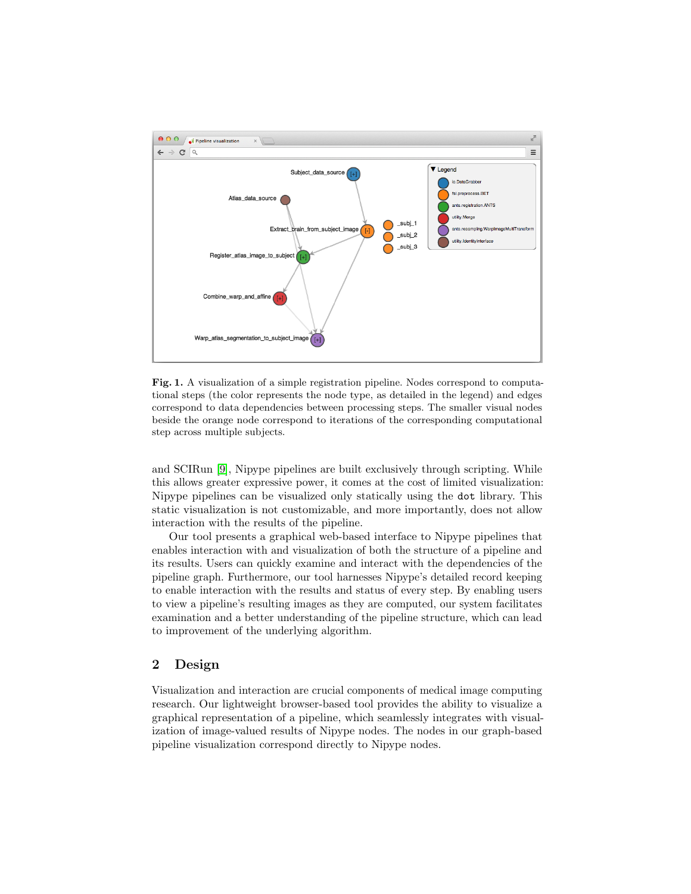**Fig. 1.** A visualization of a simple registration pipeline. Nodes correspond to computational steps (the color represents the node type, as detailed in the legend) and edges correspond to data dependencies between processing steps. The smaller visual nodes beside the orange node correspond to iterations of the corresponding computational step across multiple subjects.

and SCIRun [9], Nipype pipelines are built exclusively through scripting. While this allows greater expressive power, it comes at the cost of limited visualization: Nipype pipelines can be visualized only statically using the `dot` library. This static visualization is not customizable, and more importantly, does not allow interaction with the results of the pipeline.

Our tool presents a graphical web-based interface to Nipype pipelines that enables interaction with and visualization of both the structure of a pipeline and its results. Users can quickly examine and interact with the dependencies of the pipeline graph. Furthermore, our tool harnesses Nipype's detailed record keeping to enable interaction with the results and status of every step. By enabling users to view a pipeline's resulting images as they are computed, our system facilitates examination and a better understanding of the pipeline structure, which can lead to improvement of the underlying algorithm.

## 2 Design

Visualization and interaction are crucial components of medical image computing research. Our lightweight browser-based tool provides the ability to visualize a graphical representation of a pipeline, which seamlessly integrates with visualization of image-valued results of Nipype nodes. The nodes in our graph-based pipeline visualization correspond directly to Nipype nodes.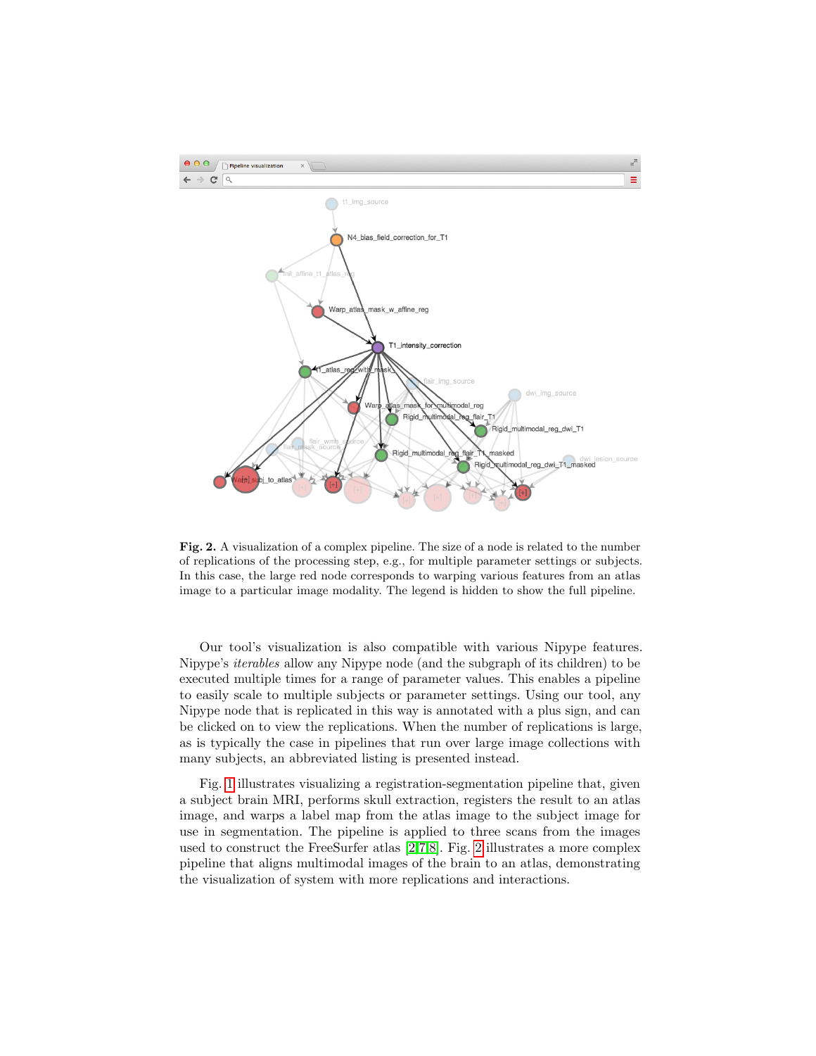**Fig. 2.** A visualization of a complex pipeline. The size of a node is related to the number of replications of the processing step, e.g., for multiple parameter settings or subjects. In this case, the large red node corresponds to warping various features from an atlas image to a particular image modality. The legend is hidden to show the full pipeline.

Our tool's visualization is also compatible with various Nipype features. Nipype's *iterables* allow any Nipype node (and the subgraph of its children) to be executed multiple times for a range of parameter values. This enables a pipeline to easily scale to multiple subjects or parameter settings. Using our tool, any Nipype node that is replicated in this way is annotated with a plus sign, and can be clicked on to view the replications. When the number of replications is large, as is typically the case in pipelines that run over large image collections with many subjects, an abbreviated listing is presented instead.

Fig. 1 illustrates visualizing a registration-segmentation pipeline that, given a subject brain MRI, performs skull extraction, registers the result to an atlas image, and warps a label map from the atlas image to the subject image for use in segmentation. The pipeline is applied to three scans from the images used to construct the FreeSurfer atlas [2,7,8]. Fig. 2 illustrates a more complex pipeline that aligns multimodal images of the brain to an atlas, demonstrating the visualization of system with more replications and interactions.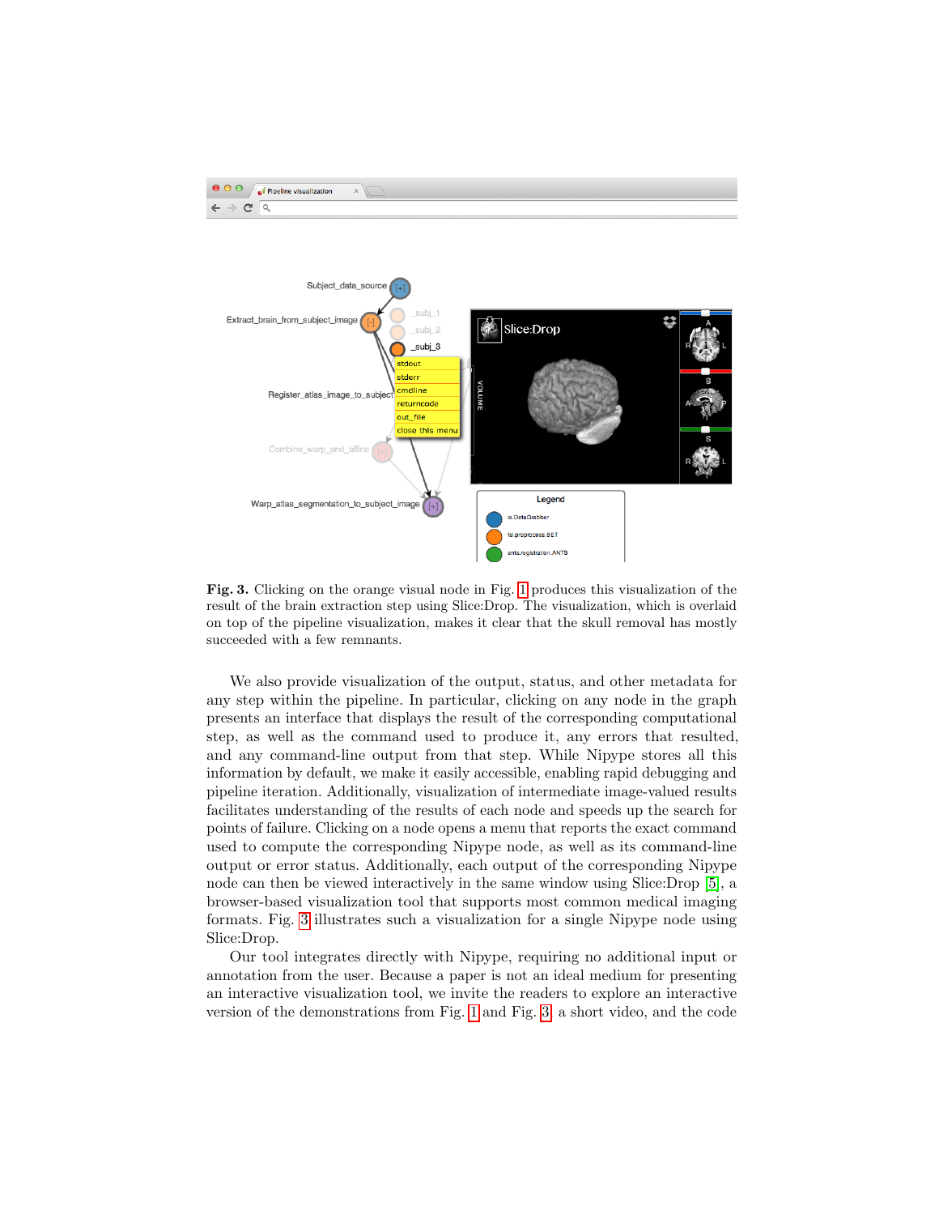**Fig. 3.** Clicking on the orange visual node in Fig. 1 produces this visualization of the result of the brain extraction step using Slice:Drop. The visualization, which is overlaid on top of the pipeline visualization, makes it clear that the skull removal has mostly succeeded with a few remnants.

We also provide visualization of the output, status, and other metadata for any step within the pipeline. In particular, clicking on any node in the graph presents an interface that displays the result of the corresponding computational step, as well as the command used to produce it, any errors that resulted, and any command-line output from that step. While Nipype stores all this information by default, we make it easily accessible, enabling rapid debugging and pipeline iteration. Additionally, visualization of intermediate image-valued results facilitates understanding of the results of each node and speeds up the search for points of failure. Clicking on a node opens a menu that reports the exact command used to compute the corresponding Nipype node, as well as its command-line output or error status. Additionally, each output of the corresponding Nipype node can then be viewed interactively in the same window using Slice:Drop [5], a browser-based visualization tool that supports most common medical imaging formats. Fig. 3 illustrates such a visualization for a single Nipype node using Slice:Drop.

Our tool integrates directly with Nipype, requiring no additional input or annotation from the user. Because a paper is not an ideal medium for presenting an interactive visualization tool, we invite the readers to explore an interactive version of the demonstrations from Fig. 1 and Fig. 3, a short video, and the code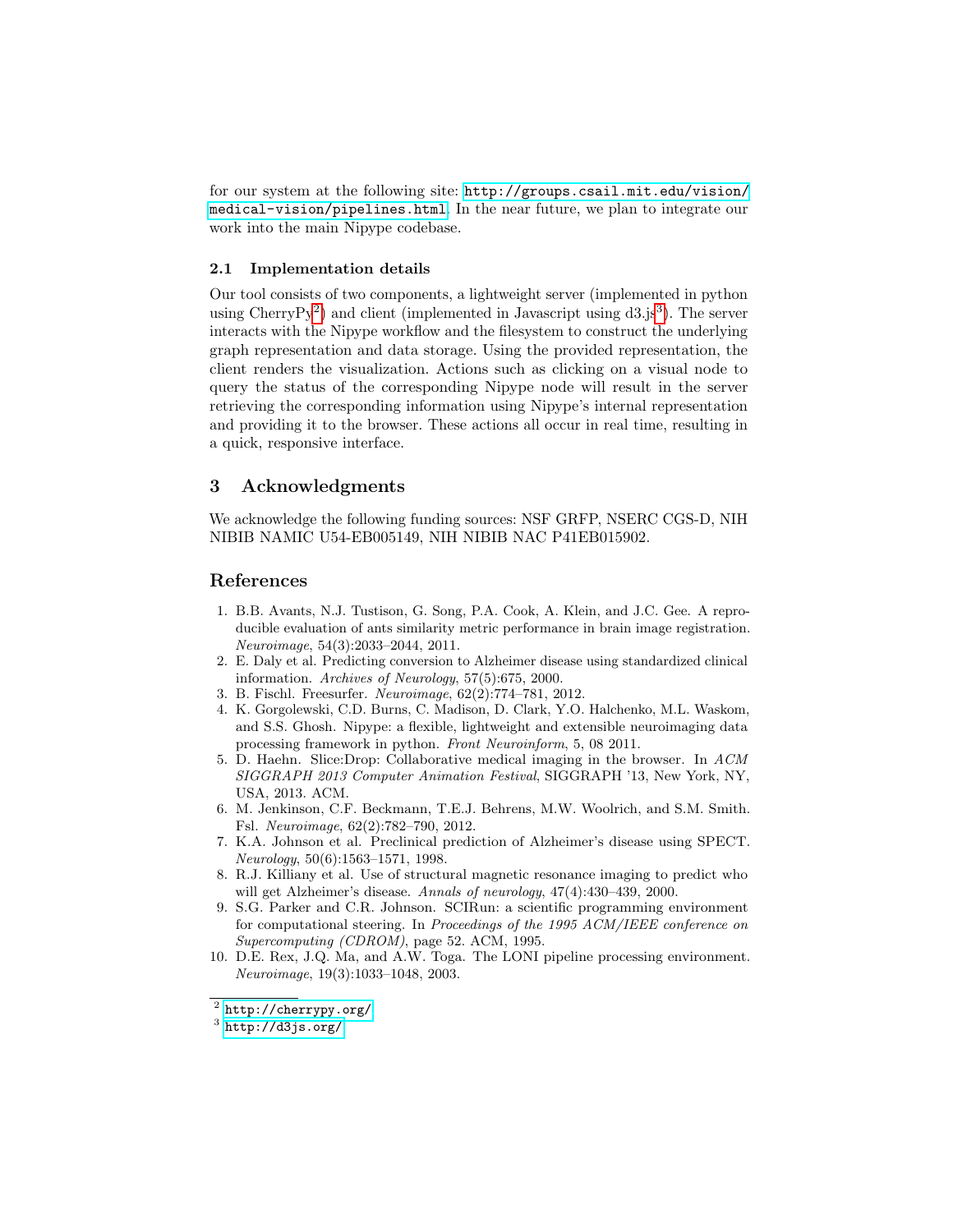for our system at the following site: http://groups.csail.mit.edu/vision/medical-vision/pipelines.html. In the near future, we plan to integrate our work into the main Nipype codebase.

### 2.1 Implementation details

Our tool consists of two components, a lightweight server (implemented in python using CherryPy[2]) and client (implemented in Javascript using d3.js[3]). The server interacts with the Nipype workflow and the filesystem to construct the underlying graph representation and data storage. Using the provided representation, the client renders the visualization. Actions such as clicking on a visual node to query the status of the corresponding Nipype node will result in the server retrieving the corresponding information using Nipype's internal representation and providing it to the browser. These actions all occur in real time, resulting in a quick, responsive interface.

## 3 Acknowledgments

We acknowledge the following funding sources: NSF GRFP, NSERC CGS-D, NIH NIBIB NAMIC U54-EB005149, NIH NIBIB NAC P41EB015902.

## References

1. B.B. Avants, N.J. Tustison, G. Song, P.A. Cook, A. Klein, and J.C. Gee. A reproducible evaluation of ants similarity metric performance in brain image registration. *Neuroimage*, 54(3):2033–2044, 2011.
2. E. Daly et al. Predicting conversion to Alzheimer disease using standardized clinical information. *Archives of Neurology*, 57(5):675, 2000.
3. B. Fischl. Freesurfer. *Neuroimage*, 62(2):774–781, 2012.
4. K. Gorgolewski, C.D. Burns, C. Madison, D. Clark, Y.O. Halchenko, M.L. Waskom, and S.S. Ghosh. Nipype: a flexible, lightweight and extensible neuroimaging data processing framework in python. *Front Neuroinform*, 5, 08 2011.
5. D. Haehn. Slice:Drop: Collaborative medical imaging in the browser. In *ACM SIGGRAPH 2013 Computer Animation Festival*, SIGGRAPH '13, New York, NY, USA, 2013. ACM.
6. M. Jenkinson, C.F. Beckmann, T.E.J. Behrens, M.W. Woolrich, and S.M. Smith. Fsl. *Neuroimage*, 62(2):782–790, 2012.
7. K.A. Johnson et al. Preclinical prediction of Alzheimer's disease using SPECT. *Neurology*, 50(6):1563–1571, 1998.
8. R.J. Killiany et al. Use of structural magnetic resonance imaging to predict who will get Alzheimer's disease. *Annals of neurology*, 47(4):430–439, 2000.
9. S.G. Parker and C.R. Johnson. SCIRun: a scientific programming environment for computational steering. In *Proceedings of the 1995 ACM/IEEE conference on Supercomputing (CDROM)*, page 52. ACM, 1995.
10. D.E. Rex, J.Q. Ma, and A.W. Toga. The LONI pipeline processing environment. *Neuroimage*, 19(3):1033–1048, 2003.

[2] http://cherrypy.org/

[3] http://d3js.org/